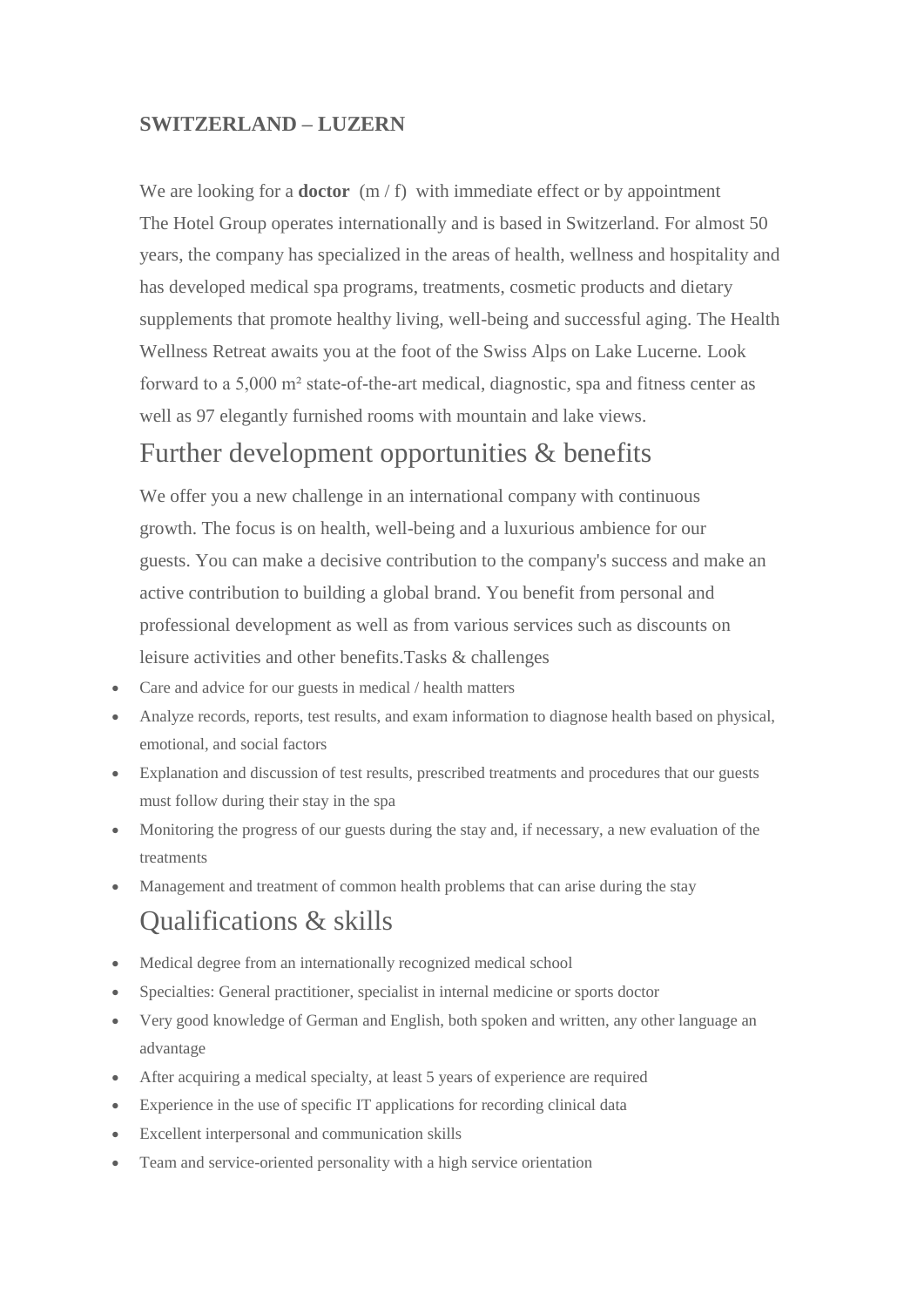**SWITZERLAND – LUZERN**

We are looking for a **doctor** (m / f) with immediate effect or by appointment
The Hotel Group operates internationally and is based in Switzerland. For almost 50 years, the company has specialized in the areas of health, wellness and hospitality and has developed medical spa programs, treatments, cosmetic products and dietary supplements that promote healthy living, well-being and successful aging. The Health Wellness Retreat awaits you at the foot of the Swiss Alps on Lake Lucerne. Look forward to a 5,000 m² state-of-the-art medical, diagnostic, spa and fitness center as well as 97 elegantly furnished rooms with mountain and lake views.

## Further development opportunities & benefits

We offer you a new challenge in an international company with continuous growth. The focus is on health, well-being and a luxurious ambience for our guests. You can make a decisive contribution to the company's success and make an active contribution to building a global brand. You benefit from personal and professional development as well as from various services such as discounts on leisure activities and other benefits.Tasks & challenges

- Care and advice for our guests in medical / health matters
- Analyze records, reports, test results, and exam information to diagnose health based on physical, emotional, and social factors
- Explanation and discussion of test results, prescribed treatments and procedures that our guests must follow during their stay in the spa
- Monitoring the progress of our guests during the stay and, if necessary, a new evaluation of the treatments
- Management and treatment of common health problems that can arise during the stay

## Qualifications & skills

- Medical degree from an internationally recognized medical school
- Specialties: General practitioner, specialist in internal medicine or sports doctor
- Very good knowledge of German and English, both spoken and written, any other language an advantage
- After acquiring a medical specialty, at least 5 years of experience are required
- Experience in the use of specific IT applications for recording clinical data
- Excellent interpersonal and communication skills
- Team and service-oriented personality with a high service orientation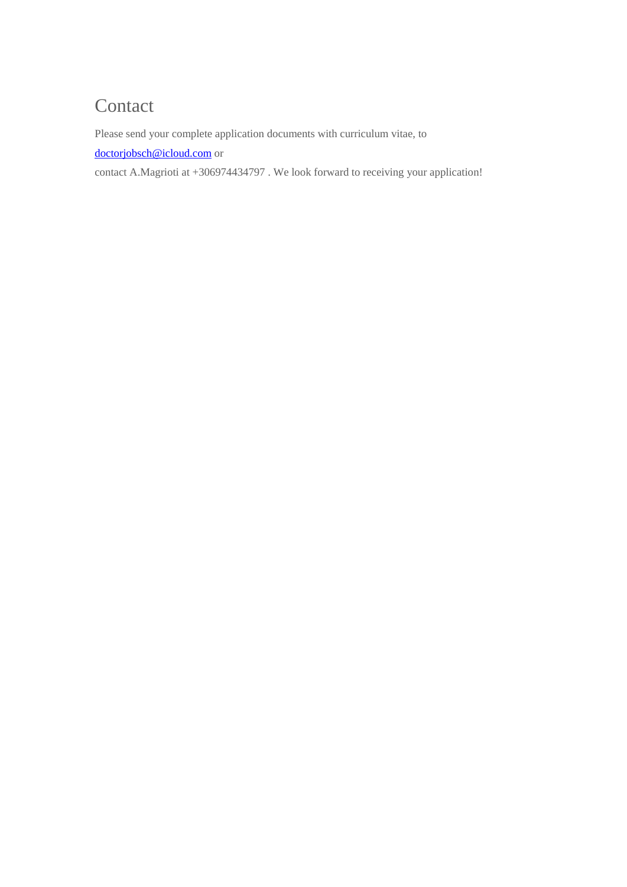## Contact

Please send your complete application documents with curriculum vitae, to
doctorjobsch@icloud.com or
contact A.Magrioti at +306974434797 . We look forward to receiving your application!